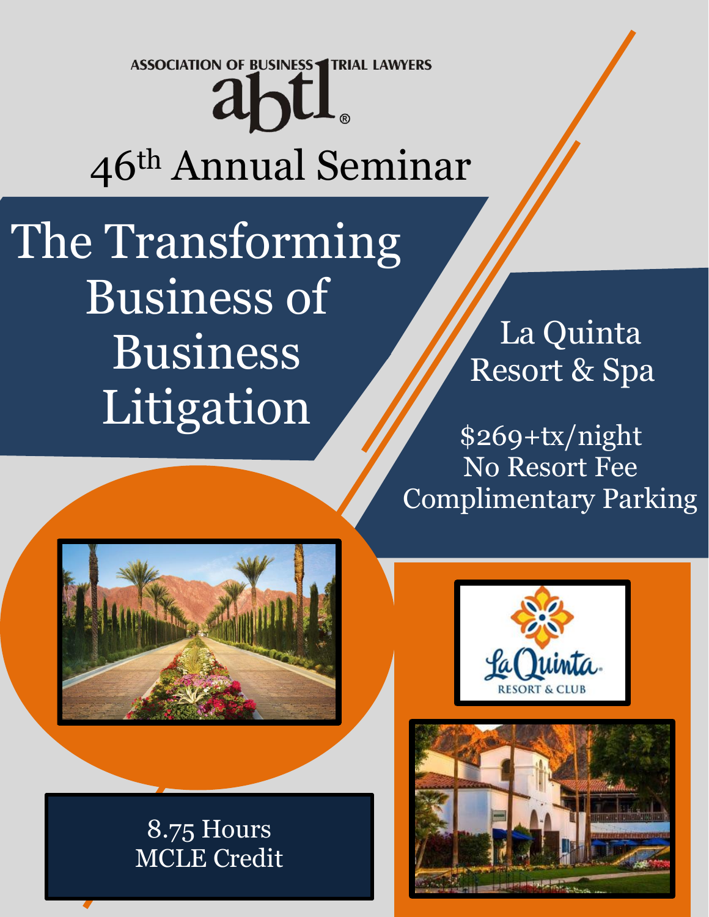ASSOCIATION OF BUSINESS TRIAL LAWYERS

abtl®

# 46th Annual Seminar

# The Transforming Business of Business Litigation

## La Quinta Resort & Spa

$269+tx/night
No Resort Fee
Complimentary Parking

La Quinta RESORT & CLUB

8.75 Hours
MCLE Credit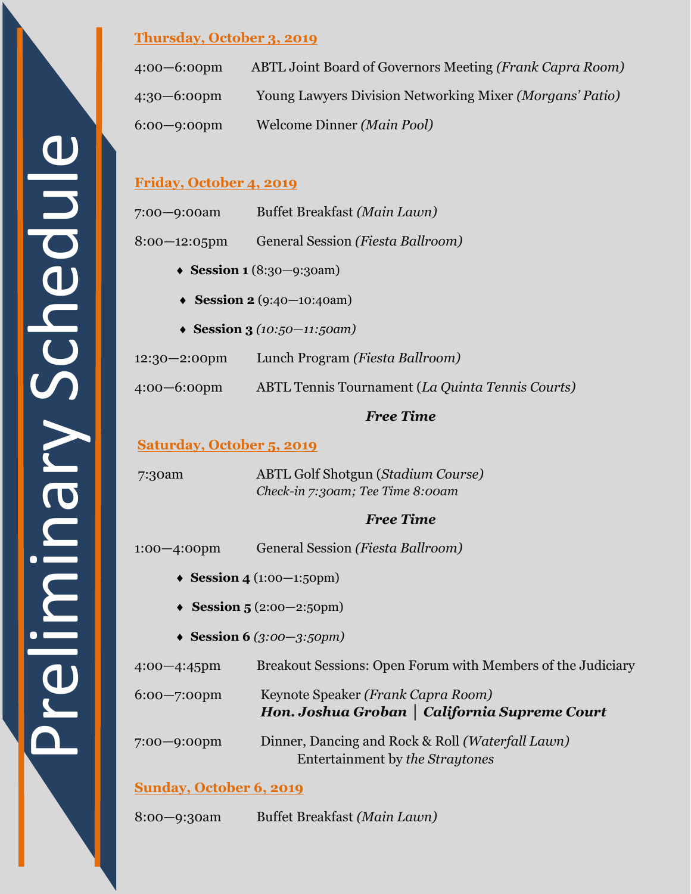# Preliminary Schedule

## Thursday, October 3, 2019

4:00—6:00pm ABTL Joint Board of Governors Meeting *(Frank Capra Room)*

4:30—6:00pm Young Lawyers Division Networking Mixer *(Morgans' Patio)*

6:00—9:00pm Welcome Dinner *(Main Pool)*

## Friday, October 4, 2019

7:00—9:00am Buffet Breakfast *(Main Lawn)*

8:00—12:05pm General Session *(Fiesta Ballroom)*

- **Session 1** (8:30—9:30am)
- **Session 2** (9:40—10:40am)
- **Session 3** *(10:50—11:50am)*

12:30—2:00pm Lunch Program *(Fiesta Ballroom)*

4:00—6:00pm ABTL Tennis Tournament (*La Quinta Tennis Courts)*

***Free Time***

## Saturday, October 5, 2019

7:30am ABTL Golf Shotgun (*Stadium Course)*
*Check-in 7:30am; Tee Time 8:00am*

***Free Time***

1:00—4:00pm General Session *(Fiesta Ballroom)*

- **Session 4** (1:00—1:50pm)
- **Session 5** (2:00—2:50pm)
- **Session 6** *(3:00—3:50pm)*

4:00—4:45pm Breakout Sessions: Open Forum with Members of the Judiciary

6:00—7:00pm Keynote Speaker *(Frank Capra Room)*
***Hon. Joshua Groban | California Supreme Court***

7:00—9:00pm Dinner, Dancing and Rock & Roll *(Waterfall Lawn)*
Entertainment by *the Straytones*

## Sunday, October 6, 2019

8:00—9:30am Buffet Breakfast *(Main Lawn)*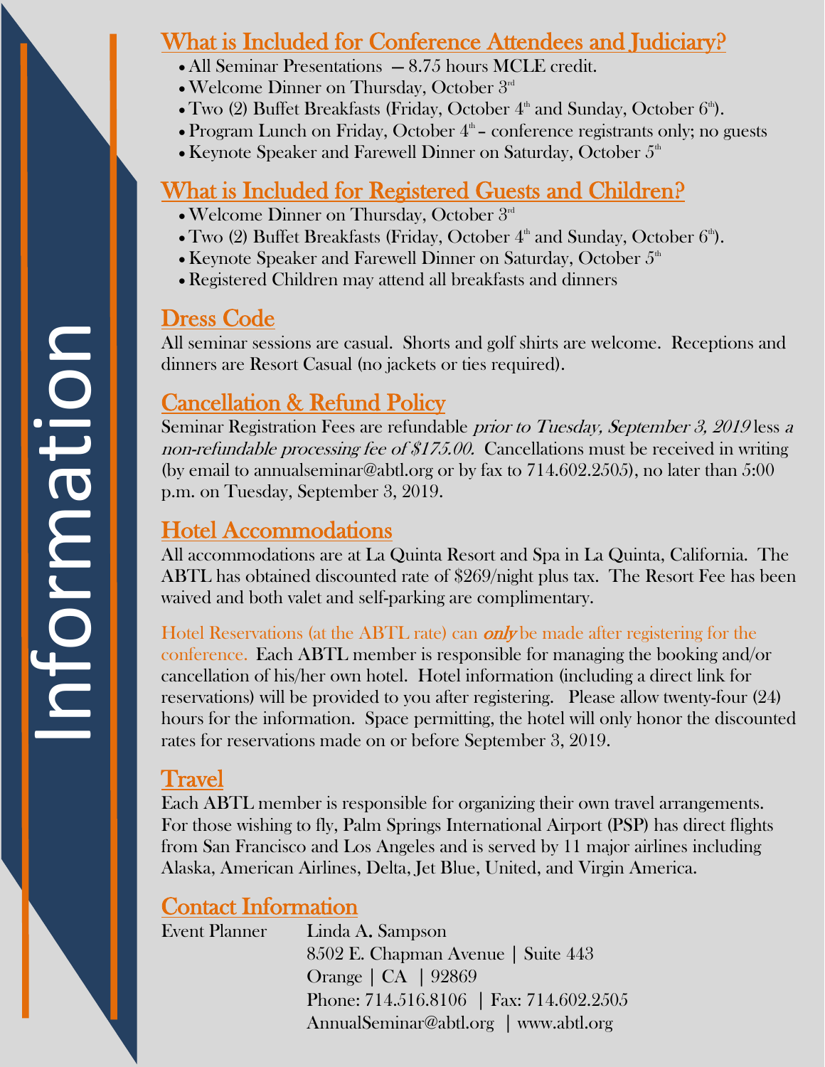# Information

## What is Included for Conference Attendees and Judiciary?

- All Seminar Presentations — 8.75 hours MCLE credit.
- Welcome Dinner on Thursday, October 3rd
- Two (2) Buffet Breakfasts (Friday, October 4th and Sunday, October 6th).
- Program Lunch on Friday, October 4th – conference registrants only; no guests
- Keynote Speaker and Farewell Dinner on Saturday, October 5th

## What is Included for Registered Guests and Children?

- Welcome Dinner on Thursday, October 3rd
- Two (2) Buffet Breakfasts (Friday, October 4th and Sunday, October 6th).
- Keynote Speaker and Farewell Dinner on Saturday, October 5th
- Registered Children may attend all breakfasts and dinners

## Dress Code

All seminar sessions are casual. Shorts and golf shirts are welcome. Receptions and dinners are Resort Casual (no jackets or ties required).

## Cancellation & Refund Policy

Seminar Registration Fees are refundable *prior to Tuesday, September 3, 2019* less *a non-refundable processing fee of $175.00.* Cancellations must be received in writing (by email to annualseminar@abtl.org or by fax to 714.602.2505), no later than 5:00 p.m. on Tuesday, September 3, 2019.

## Hotel Accommodations

All accommodations are at La Quinta Resort and Spa in La Quinta, California. The ABTL has obtained discounted rate of $269/night plus tax. The Resort Fee has been waived and both valet and self-parking are complimentary.

Hotel Reservations (at the ABTL rate) can ***only*** be made after registering for the conference. Each ABTL member is responsible for managing the booking and/or cancellation of his/her own hotel. Hotel information (including a direct link for reservations) will be provided to you after registering. Please allow twenty-four (24) hours for the information. Space permitting, the hotel will only honor the discounted rates for reservations made on or before September 3, 2019.

## Travel

Each ABTL member is responsible for organizing their own travel arrangements. For those wishing to fly, Palm Springs International Airport (PSP) has direct flights from San Francisco and Los Angeles and is served by 11 major airlines including Alaska, American Airlines, Delta, Jet Blue, United, and Virgin America.

## Contact Information

Event Planner

Linda A. Sampson
8502 E. Chapman Avenue | Suite 443
Orange | CA | 92869
Phone: 714.516.8106 | Fax: 714.602.2505
AnnualSeminar@abtl.org | www.abtl.org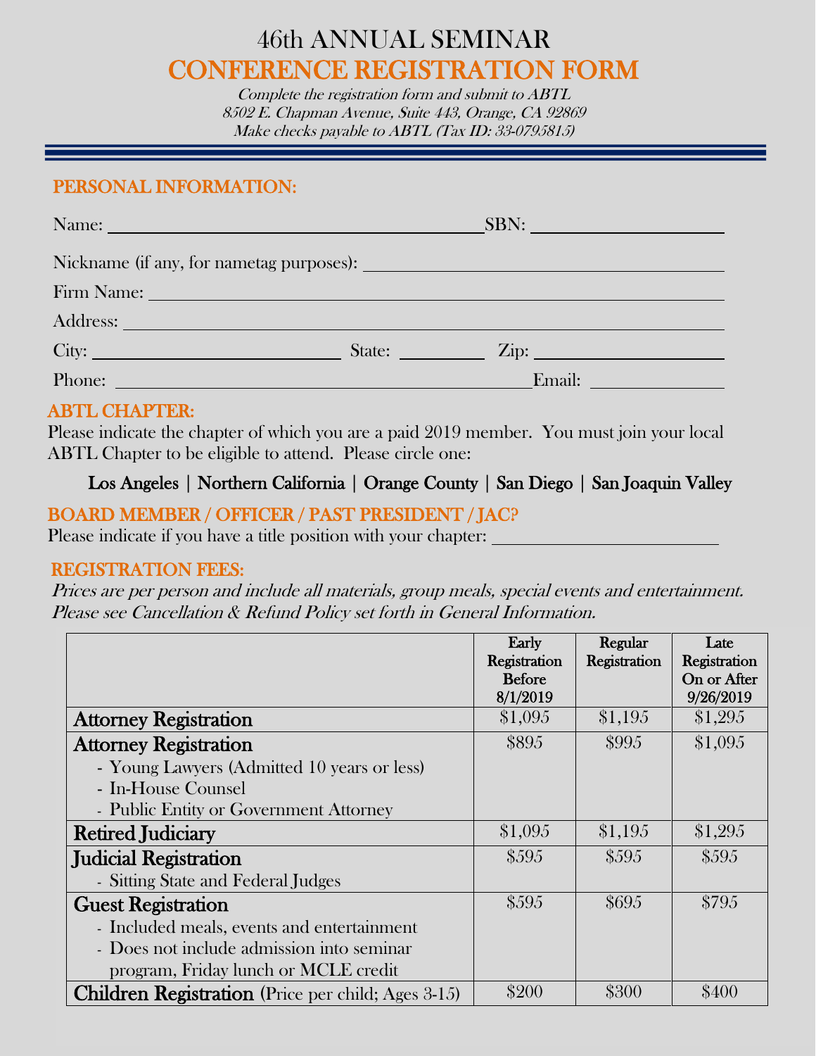# 46th ANNUAL SEMINAR

# CONFERENCE REGISTRATION FORM

*Complete the registration form and submit to ABTL*
*8502 E. Chapman Avenue, Suite 443, Orange, CA 92869*
*Make checks payable to ABTL (Tax ID: 33-0795815)*

## PERSONAL INFORMATION:

Name: ______________________________ SBN: ______________

Nickname (if any, for nametag purposes): ______________________________

Firm Name: ______________________________

Address: ______________________________

City: ______________ State: ________ Zip: ______________

Phone: ______________________________ Email: ______________

## ABTL CHAPTER:

Please indicate the chapter of which you are a paid 2019 member. You must join your local ABTL Chapter to be eligible to attend. Please circle one:

Los Angeles | Northern California | Orange County | San Diego | San Joaquin Valley

## BOARD MEMBER / OFFICER / PAST PRESIDENT / JAC?

Please indicate if you have a title position with your chapter: ______________________

## REGISTRATION FEES:

*Prices are per person and include all materials, group meals, special events and entertainment. Please see Cancellation & Refund Policy set forth in General Information.*

| | Early Registration Before 8/1/2019 | Regular Registration | Late Registration On or After 9/26/2019 |
|---|---|---|---|
| **Attorney Registration** | $1,095 | $1,195 | $1,295 |
| **Attorney Registration**<br>- Young Lawyers (Admitted 10 years or less)<br>- In-House Counsel<br>- Public Entity or Government Attorney | $895 | $995 | $1,095 |
| **Retired Judiciary** | $1,095 | $1,195 | $1,295 |
| **Judicial Registration**<br>- Sitting State and Federal Judges | $595 | $595 | $595 |
| **Guest Registration**<br>- Included meals, events and entertainment<br>- Does not include admission into seminar program, Friday lunch or MCLE credit | $595 | $695 | $795 |
| **Children Registration** (Price per child; Ages 3-15) | $200 | $300 | $400 |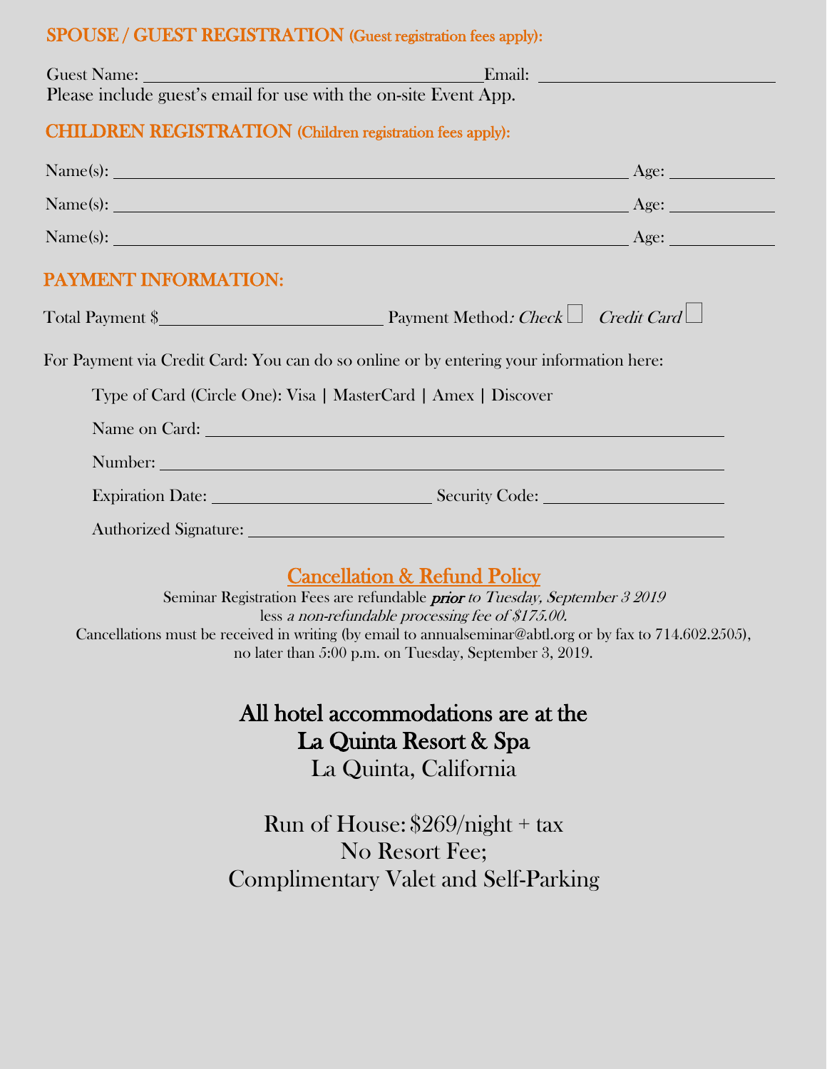## SPOUSE / GUEST REGISTRATION (Guest registration fees apply):

Guest Name: ______________________________ Email: ______________________

Please include guest's email for use with the on-site Event App.

## CHILDREN REGISTRATION (Children registration fees apply):

Name(s): ______________________________________________ Age: __________

Name(s): ______________________________________________ Age: __________

Name(s): ______________________________________________ Age: __________

## PAYMENT INFORMATION:

Total Payment $____________________ Payment Method*: Check* ☐ *Credit Card* ☐

For Payment via Credit Card: You can do so online or by entering your information here:

Type of Card (Circle One): Visa | MasterCard | Amex | Discover

Name on Card: ______________________________________________

Number: ______________________________________________

Expiration Date: ____________________ Security Code: ________________

Authorized Signature: ______________________________________________

## Cancellation & Refund Policy

Seminar Registration Fees are refundable ***prior*** *to Tuesday, September 3 2019* less *a non-refundable processing fee of $175.00.*
Cancellations must be received in writing (by email to annualseminar@abtl.org or by fax to 714.602.2505), no later than 5:00 p.m. on Tuesday, September 3, 2019.

**All hotel accommodations are at the**
**La Quinta Resort & Spa**
La Quinta, California

Run of House: $269/night + tax
No Resort Fee;
Complimentary Valet and Self-Parking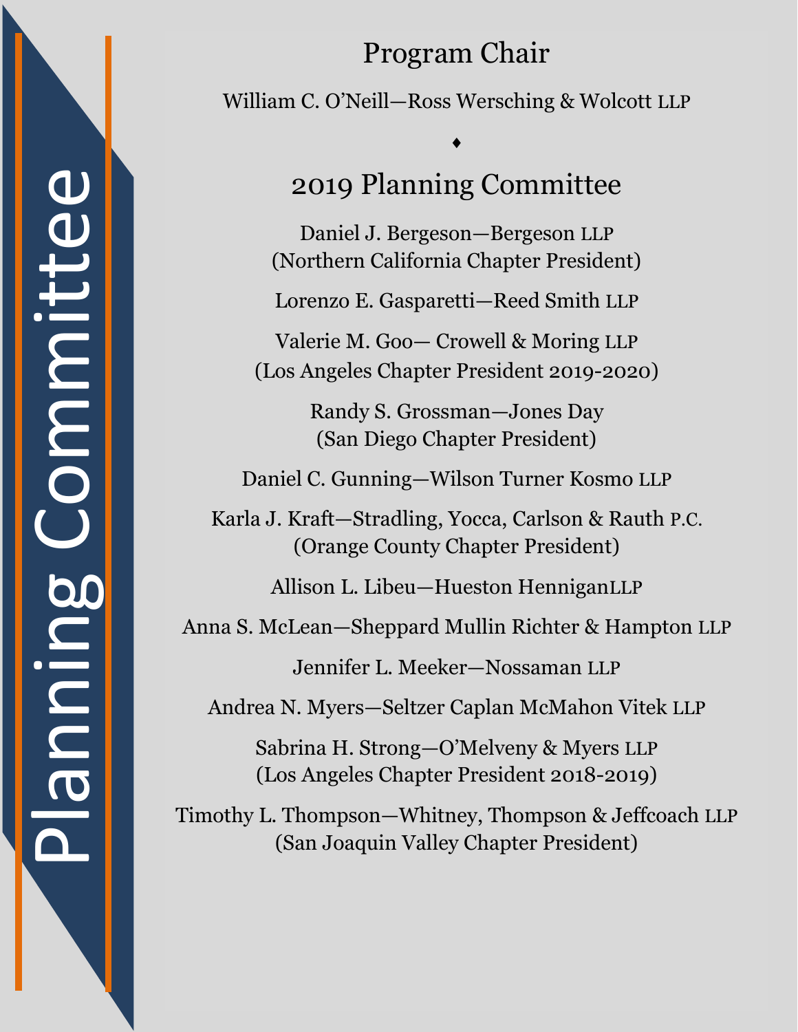# Planning Committee

## Program Chair

William C. O'Neill—Ross Wersching & Wolcott LLP

♦

## 2019 Planning Committee

Daniel J. Bergeson—Bergeson LLP
(Northern California Chapter President)

Lorenzo E. Gasparetti—Reed Smith LLP

Valerie M. Goo— Crowell & Moring LLP
(Los Angeles Chapter President 2019-2020)

Randy S. Grossman—Jones Day
(San Diego Chapter President)

Daniel C. Gunning—Wilson Turner Kosmo LLP

Karla J. Kraft—Stradling, Yocca, Carlson & Rauth P.C.
(Orange County Chapter President)

Allison L. Libeu—Hueston HenniganLLP

Anna S. McLean—Sheppard Mullin Richter & Hampton LLP

Jennifer L. Meeker—Nossaman LLP

Andrea N. Myers—Seltzer Caplan McMahon Vitek LLP

Sabrina H. Strong—O'Melveny & Myers LLP
(Los Angeles Chapter President 2018-2019)

Timothy L. Thompson—Whitney, Thompson & Jeffcoach LLP
(San Joaquin Valley Chapter President)